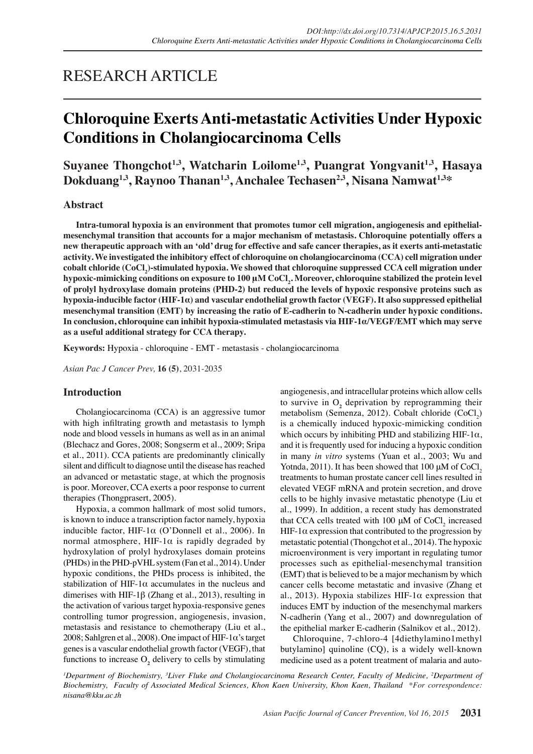RESEARCH ARTICLE

# Chloroquine Exerts Anti-metastatic Activities Under Hypoxic Conditions in Cholangiocarcinoma Cells

**Suyanee Thongchot[1,3], Watcharin Loilome[1,3], Puangrat Yongvanit[1,3], Hasaya Dokduang[1,3], Raynoo Thanan[1,3], Anchalee Techasen[2,3], Nisana Namwat[1,3]***

## Abstract

**Intra-tumoral hypoxia is an environment that promotes tumor cell migration, angiogenesis and epithelial-mesenchymal transition that accounts for a major mechanism of metastasis. Chloroquine potentially offers a new therapeutic approach with an 'old' drug for effective and safe cancer therapies, as it exerts anti-metastatic activity. We investigated the inhibitory effect of chloroquine on cholangiocarcinoma (CCA) cell migration under cobalt chloride ($CoCl_2$)-stimulated hypoxia. We showed that chloroquine suppressed CCA cell migration under hypoxic-mimicking conditions on exposure to 100 μM $CoCl_2$. Moreover, chloroquine stabilized the protein level of prolyl hydroxylase domain proteins (PHD-2) but reduced the levels of hypoxic responsive proteins such as hypoxia-inducible factor (HIF-1α) and vascular endothelial growth factor (VEGF). It also suppressed epithelial mesenchymal transition (EMT) by increasing the ratio of E-cadherin to N-cadherin under hypoxic conditions. In conclusion, chloroquine can inhibit hypoxia-stimulated metastasis via HIF-1α/VEGF/EMT which may serve as a useful additional strategy for CCA therapy.**

**Keywords:** Hypoxia - chloroquine - EMT - metastasis - cholangiocarcinoma

*Asian Pac J Cancer Prev,* **16 (5)**, 2031-2035

## Introduction

Cholangiocarcinoma (CCA) is an aggressive tumor with high infiltrating growth and metastasis to lymph node and blood vessels in humans as well as in an animal (Blechacz and Gores, 2008; Songserm et al., 2009; Sripa et al., 2011). CCA patients are predominantly clinically silent and difficult to diagnose until the disease has reached an advanced or metastatic stage, at which the prognosis is poor. Moreover, CCA exerts a poor response to current therapies (Thongprasert, 2005).

Hypoxia, a common hallmark of most solid tumors, is known to induce a transcription factor namely, hypoxia inducible factor, HIF-1α (O'Donnell et al., 2006). In normal atmosphere, HIF-1α is rapidly degraded by hydroxylation of prolyl hydroxylases domain proteins (PHDs) in the PHD-pVHL system (Fan et al., 2014). Under hypoxic conditions, the PHDs process is inhibited, the stabilization of HIF-1α accumulates in the nucleus and dimerises with HIF-1β (Zhang et al., 2013), resulting in the activation of various target hypoxia-responsive genes controlling tumor progression, angiogenesis, invasion, metastasis and resistance to chemotherapy (Liu et al., 2008; Sahlgren et al., 2008). One impact of HIF-1α's target genes is a vascular endothelial growth factor (VEGF), that functions to increase $O_2$ delivery to cells by stimulating angiogenesis, and intracellular proteins which allow cells to survive in $O_2$ deprivation by reprogramming their metabolism (Semenza, 2012). Cobalt chloride ($CoCl_2$) is a chemically induced hypoxic-mimicking condition which occurs by inhibiting PHD and stabilizing HIF-1α, and it is frequently used for inducing a hypoxic condition in many *in vitro* systems (Yuan et al., 2003; Wu and Yotnda, 2011). It has been showed that 100 μM of $CoCl_2$ treatments to human prostate cancer cell lines resulted in elevated VEGF mRNA and protein secretion, and drove cells to be highly invasive metastatic phenotype (Liu et al., 1999). In addition, a recent study has demonstrated that CCA cells treated with 100 μM of $CoCl_2$ increased HIF-1α expression that contributed to the progression by metastatic potential (Thongchot et al., 2014). The hypoxic microenvironment is very important in regulating tumor processes such as epithelial-mesenchymal transition (EMT) that is believed to be a major mechanism by which cancer cells become metastatic and invasive (Zhang et al., 2013). Hypoxia stabilizes HIF-1α expression that induces EMT by induction of the mesenchymal markers N-cadherin (Yang et al., 2007) and downregulation of the epithelial marker E-cadherin (Salnikov et al., 2012).

Chloroquine, 7-chloro-4 [4diethylamino1methyl butylamino] quinoline (CQ), is a widely well-known medicine used as a potent treatment of malaria and auto-

*[1]Department of Biochemistry, [3]Liver Fluke and Cholangiocarcinoma Research Center, Faculty of Medicine, [2]Department of Biochemistry, Faculty of Associated Medical Sciences, Khon Kaen University, Khon Kaen, Thailand \*For correspondence: nisana@kku.ac.th*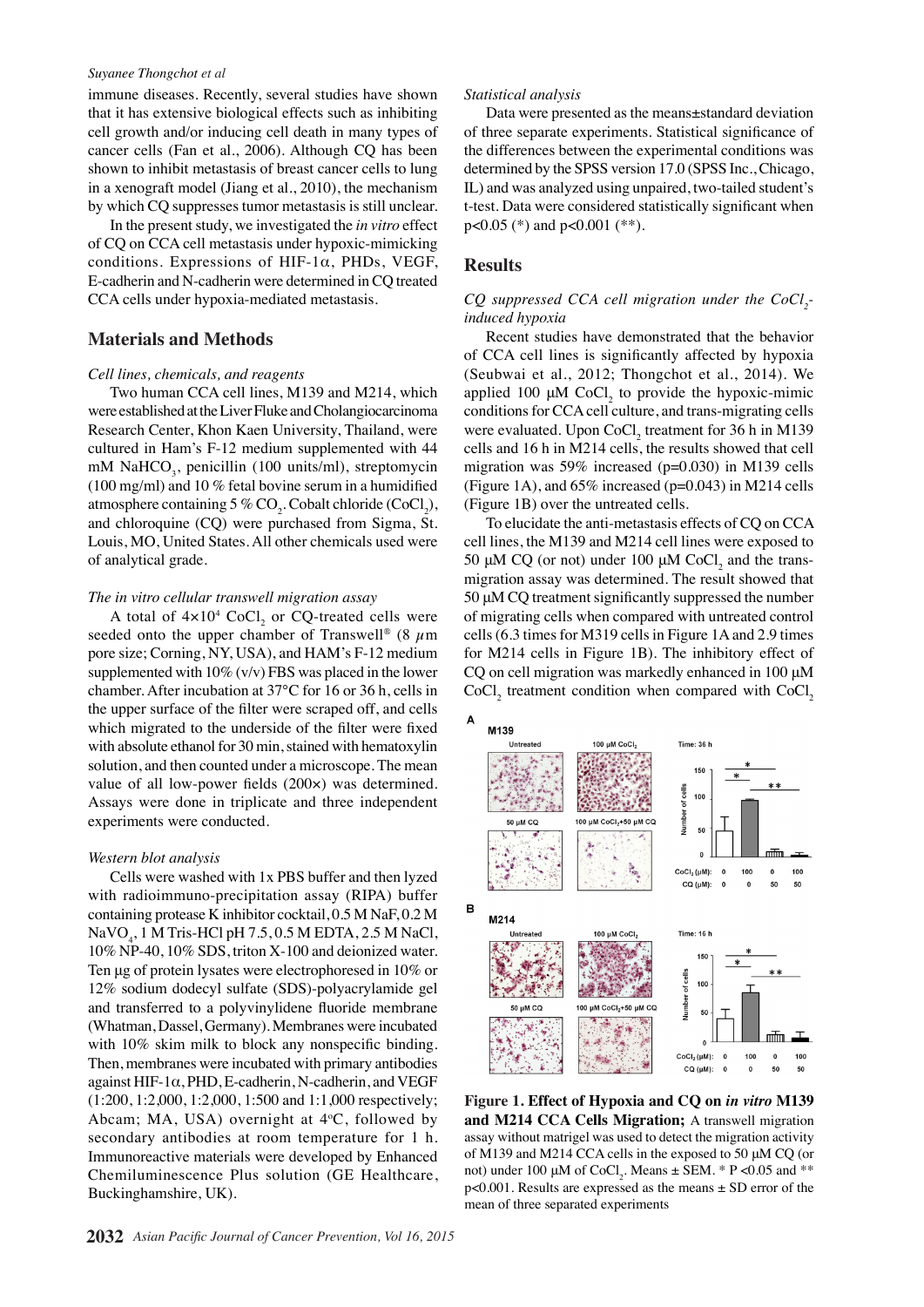immune diseases. Recently, several studies have shown that it has extensive biological effects such as inhibiting cell growth and/or inducing cell death in many types of cancer cells (Fan et al., 2006). Although CQ has been shown to inhibit metastasis of breast cancer cells to lung in a xenograft model (Jiang et al., 2010), the mechanism by which CQ suppresses tumor metastasis is still unclear.

In the present study, we investigated the *in vitro* effect of CQ on CCA cell metastasis under hypoxic-mimicking conditions. Expressions of HIF-1α, PHDs, VEGF, E-cadherin and N-cadherin were determined in CQ treated CCA cells under hypoxia-mediated metastasis.

## Materials and Methods

### *Cell lines, chemicals, and reagents*

Two human CCA cell lines, M139 and M214, which were established at the Liver Fluke and Cholangiocarcinoma Research Center, Khon Kaen University, Thailand, were cultured in Ham's F-12 medium supplemented with 44 mM $NaHCO_3$, penicillin (100 units/ml), streptomycin (100 mg/ml) and 10 % fetal bovine serum in a humidified atmosphere containing 5 % $CO_2$. Cobalt chloride ($CoCl_2$), and chloroquine (CQ) were purchased from Sigma, St. Louis, MO, United States. All other chemicals used were of analytical grade.

### *The in vitro cellular transwell migration assay*

A total of $4×10^4$ $CoCl_2$ or CQ-treated cells were seeded onto the upper chamber of Transwell® (8 μm pore size; Corning, NY, USA), and HAM's F-12 medium supplemented with 10% (v/v) FBS was placed in the lower chamber. After incubation at 37°C for 16 or 36 h, cells in the upper surface of the filter were scraped off, and cells which migrated to the underside of the filter were fixed with absolute ethanol for 30 min, stained with hematoxylin solution, and then counted under a microscope. The mean value of all low-power fields (200×) was determined. Assays were done in triplicate and three independent experiments were conducted.

### *Western blot analysis*

Cells were washed with 1x PBS buffer and then lyzed with radioimmuno-precipitation assay (RIPA) buffer containing protease K inhibitor cocktail, 0.5 M NaF, 0.2 M $NaVO_4$, 1 M Tris-HCl pH 7.5, 0.5 M EDTA, 2.5 M NaCl, 10% NP-40, 10% SDS, triton X-100 and deionized water. Ten μg of protein lysates were electrophoresed in 10% or 12% sodium dodecyl sulfate (SDS)-polyacrylamide gel and transferred to a polyvinylidene fluoride membrane (Whatman, Dassel, Germany). Membranes were incubated with 10% skim milk to block any nonspecific binding. Then, membranes were incubated with primary antibodies against HIF-1α, PHD, E-cadherin, N-cadherin, and VEGF (1:200, 1:2,000, 1:2,000, 1:500 and 1:1,000 respectively; Abcam; MA, USA) overnight at 4°C, followed by secondary antibodies at room temperature for 1 h. Immunoreactive materials were developed by Enhanced Chemiluminescence Plus solution (GE Healthcare, Buckinghamshire, UK).

### *Statistical analysis*

Data were presented as the means±standard deviation of three separate experiments. Statistical significance of the differences between the experimental conditions was determined by the SPSS version 17.0 (SPSS Inc., Chicago, IL) and was analyzed using unpaired, two-tailed student's t-test. Data were considered statistically significant when $p<0.05$ (*) and $p<0.001$ (**).

## Results

### *CQ suppressed CCA cell migration under the $CoCl_2$-induced hypoxia*

Recent studies have demonstrated that the behavior of CCA cell lines is significantly affected by hypoxia (Seubwai et al., 2012; Thongchot et al., 2014). We applied 100 μM $CoCl_2$ to provide the hypoxic-mimic conditions for CCA cell culture, and trans-migrating cells were evaluated. Upon $CoCl_2$ treatment for 36 h in M139 cells and 16 h in M214 cells, the results showed that cell migration was 59% increased ($p=0.030$) in M139 cells (Figure 1A), and 65% increased ($p=0.043$) in M214 cells (Figure 1B) over the untreated cells.

To elucidate the anti-metastasis effects of CQ on CCA cell lines, the M139 and M214 cell lines were exposed to 50 μM CQ (or not) under 100 μM $CoCl_2$ and the trans-migration assay was determined. The result showed that 50 μM CQ treatment significantly suppressed the number of migrating cells when compared with untreated control cells (6.3 times for M319 cells in Figure 1A and 2.9 times for M214 cells in Figure 1B). The inhibitory effect of CQ on cell migration was markedly enhanced in 100 μM $CoCl_2$ treatment condition when compared with $CoCl_2$

**Figure 1. Effect of Hypoxia and CQ on *in vitro* M139 and M214 CCA Cells Migration;** A transwell migration assay without matrigel was used to detect the migration activity of M139 and M214 CCA cells in the exposed to 50 μM CQ (or not) under 100 μM of $CoCl_2$. Means ± SEM. * $P<0.05$ and ** $p<0.001$. Results are expressed as the means ± SD error of the mean of three separated experiments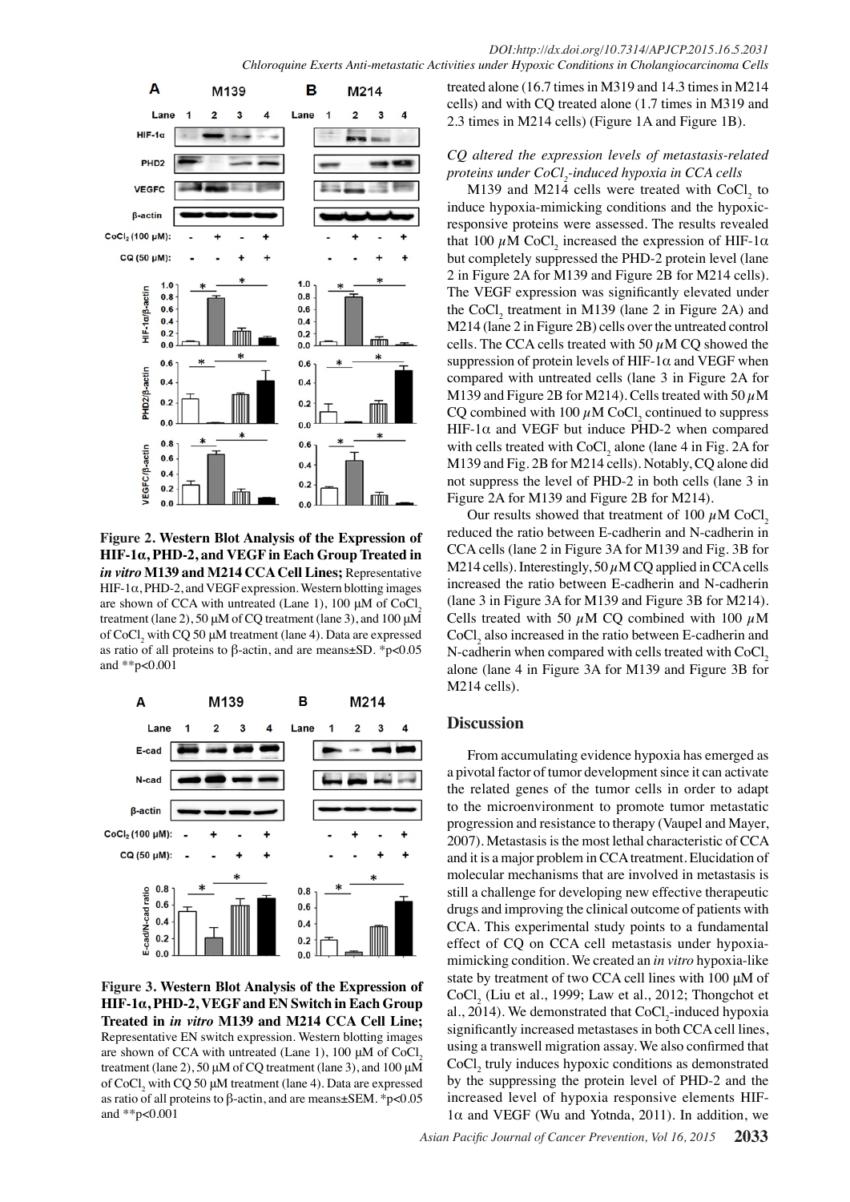treated alone (16.7 times in M319 and 14.3 times in M214 cells) and with CQ treated alone (1.7 times in M319 and 2.3 times in M214 cells) (Figure 1A and Figure 1B).

Figure 2. Western Blot Analysis of the Expression of HIF-1α, PHD-2, and VEGF in Each Group Treated in *in vitro* M139 and M214 CCA Cell Lines; Representative HIF-1α, PHD-2, and VEGF expression. Western blotting images are shown of CCA with untreated (Lane 1), 100 μM of $CoCl_2$ treatment (lane 2), 50 μM of CQ treatment (lane 3), and 100 μM of $CoCl_2$ with CQ 50 μM treatment (lane 4). Data are expressed as ratio of all proteins to β-actin, and are means±SD. *p<0.05 and **p<0.001

Figure 3. Western Blot Analysis of the Expression of HIF-1α, PHD-2, VEGF and EN Switch in Each Group Treated in *in vitro* M139 and M214 CCA Cell Line; Representative EN switch expression. Western blotting images are shown of CCA with untreated (Lane 1), 100 μM of $CoCl_2$ treatment (lane 2), 50 μM of CQ treatment (lane 3), and 100 μM of $CoCl_2$ with CQ 50 μM treatment (lane 4). Data are expressed as ratio of all proteins to β-actin, and are means±SEM. *p<0.05 and **p<0.001

### *CQ altered the expression levels of metastasis-related proteins under $CoCl_2$-induced hypoxia in CCA cells*

M139 and M214 cells were treated with $CoCl_2$ to induce hypoxia-mimicking conditions and the hypoxic-responsive proteins were assessed. The results revealed that 100 $\mu$M $CoCl_2$ increased the expression of HIF-1α but completely suppressed the PHD-2 protein level (lane 2 in Figure 2A for M139 and Figure 2B for M214 cells). The VEGF expression was significantly elevated under the $CoCl_2$ treatment in M139 (lane 2 in Figure 2A) and M214 (lane 2 in Figure 2B) cells over the untreated control cells. The CCA cells treated with 50 $\mu$M CQ showed the suppression of protein levels of HIF-1α and VEGF when compared with untreated cells (lane 3 in Figure 2A for M139 and Figure 2B for M214). Cells treated with 50 $\mu$M CQ combined with 100 $\mu$M $CoCl_2$ continued to suppress HIF-1α and VEGF but induce PHD-2 when compared with cells treated with $CoCl_2$ alone (lane 4 in Fig. 2A for M139 and Fig. 2B for M214 cells). Notably, CQ alone did not suppress the level of PHD-2 in both cells (lane 3 in Figure 2A for M139 and Figure 2B for M214).

Our results showed that treatment of 100 $\mu$M $CoCl_2$ reduced the ratio between E-cadherin and N-cadherin in CCA cells (lane 2 in Figure 3A for M139 and Fig. 3B for M214 cells). Interestingly, 50 $\mu$M CQ applied in CCA cells increased the ratio between E-cadherin and N-cadherin (lane 3 in Figure 3A for M139 and Figure 3B for M214). Cells treated with 50 $\mu$M CQ combined with 100 $\mu$M $CoCl_2$ also increased in the ratio between E-cadherin and N-cadherin when compared with cells treated with $CoCl_2$ alone (lane 4 in Figure 3A for M139 and Figure 3B for M214 cells).

## Discussion

From accumulating evidence hypoxia has emerged as a pivotal factor of tumor development since it can activate the related genes of the tumor cells in order to adapt to the microenvironment to promote tumor metastatic progression and resistance to therapy (Vaupel and Mayer, 2007). Metastasis is the most lethal characteristic of CCA and it is a major problem in CCA treatment. Elucidation of molecular mechanisms that are involved in metastasis is still a challenge for developing new effective therapeutic drugs and improving the clinical outcome of patients with CCA. This experimental study points to a fundamental effect of CQ on CCA cell metastasis under hypoxia-mimicking condition. We created an *in vitro* hypoxia-like state by treatment of two CCA cell lines with 100 μM of $CoCl_2$ (Liu et al., 1999; Law et al., 2012; Thongchot et al., 2014). We demonstrated that $CoCl_2$-induced hypoxia significantly increased metastases in both CCA cell lines, using a transwell migration assay. We also confirmed that $CoCl_2$ truly induces hypoxic conditions as demonstrated by the suppressing the protein level of PHD-2 and the increased level of hypoxia responsive elements HIF-1α and VEGF (Wu and Yotnda, 2011). In addition, we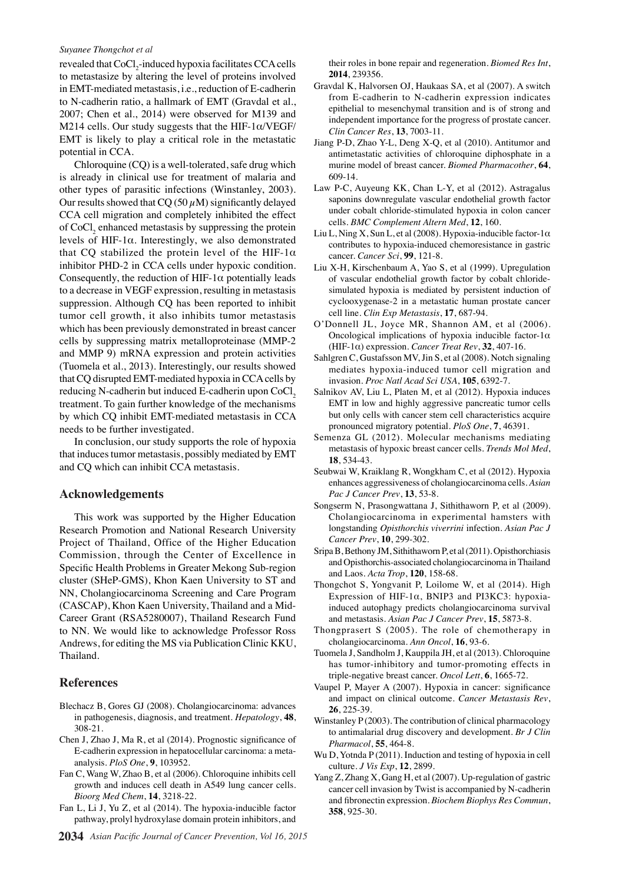revealed that $CoCl_2$-induced hypoxia facilitates CCA cells to metastasize by altering the level of proteins involved in EMT-mediated metastasis, i.e., reduction of E-cadherin to N-cadherin ratio, a hallmark of EMT (Gravdal et al., 2007; Chen et al., 2014) were observed for M139 and M214 cells. Our study suggests that the HIF-1$\alpha$/VEGF/EMT is likely to play a critical role in the metastatic potential in CCA.

Chloroquine (CQ) is a well-tolerated, safe drug which is already in clinical use for treatment of malaria and other types of parasitic infections (Winstanley, 2003). Our results showed that CQ (50 $\mu$M) significantly delayed CCA cell migration and completely inhibited the effect of $CoCl_2$ enhanced metastasis by suppressing the protein levels of HIF-1$\alpha$. Interestingly, we also demonstrated that CQ stabilized the protein level of the HIF-1$\alpha$ inhibitor PHD-2 in CCA cells under hypoxic condition. Consequently, the reduction of HIF-1$\alpha$ potentially leads to a decrease in VEGF expression, resulting in metastasis suppression. Although CQ has been reported to inhibit tumor cell growth, it also inhibits tumor metastasis which has been previously demonstrated in breast cancer cells by suppressing matrix metalloproteinase (MMP-2 and MMP 9) mRNA expression and protein activities (Tuomela et al., 2013). Interestingly, our results showed that CQ disrupted EMT-mediated hypoxia in CCA cells by reducing N-cadherin but induced E-cadherin upon $CoCl_2$ treatment. To gain further knowledge of the mechanisms by which CQ inhibit EMT-mediated metastasis in CCA needs to be further investigated.

In conclusion, our study supports the role of hypoxia that induces tumor metastasis, possibly mediated by EMT and CQ which can inhibit CCA metastasis.

## Acknowledgements

This work was supported by the Higher Education Research Promotion and National Research University Project of Thailand, Office of the Higher Education Commission, through the Center of Excellence in Specific Health Problems in Greater Mekong Sub-region cluster (SHeP-GMS), Khon Kaen University to ST and NN, Cholangiocarcinoma Screening and Care Program (CASCAP), Khon Kaen University, Thailand and a Mid-Career Grant (RSA5280007), Thailand Research Fund to NN. We would like to acknowledge Professor Ross Andrews, for editing the MS via Publication Clinic KKU, Thailand.

## References

Blechacz B, Gores GJ (2008). Cholangiocarcinoma: advances in pathogenesis, diagnosis, and treatment. *Hepatology*, **48**, 308-21.

Chen J, Zhao J, Ma R, et al (2014). Prognostic significance of E-cadherin expression in hepatocellular carcinoma: a meta-analysis. *PloS One*, **9**, 103952.

Fan C, Wang W, Zhao B, et al (2006). Chloroquine inhibits cell growth and induces cell death in A549 lung cancer cells. *Bioorg Med Chem*, **14**, 3218-22.

Fan L, Li J, Yu Z, et al (2014). The hypoxia-inducible factor pathway, prolyl hydroxylase domain protein inhibitors, and their roles in bone repair and regeneration. *Biomed Res Int*, **2014**, 239356.

Gravdal K, Halvorsen OJ, Haukaas SA, et al (2007). A switch from E-cadherin to N-cadherin expression indicates epithelial to mesenchymal transition and is of strong and independent importance for the progress of prostate cancer. *Clin Cancer Res*, **13**, 7003-11.

Jiang P-D, Zhao Y-L, Deng X-Q, et al (2010). Antitumor and antimetastatic activities of chloroquine diphosphate in a murine model of breast cancer. *Biomed Pharmacother*, **64**, 609-14.

Law P-C, Auyeung KK, Chan L-Y, et al (2012). Astragalus saponins downregulate vascular endothelial growth factor under cobalt chloride-stimulated hypoxia in colon cancer cells. *BMC Complement Altern Med*, **12**, 160.

Liu L, Ning X, Sun L, et al (2008). Hypoxia-inducible factor-1$\alpha$ contributes to hypoxia-induced chemoresistance in gastric cancer. *Cancer Sci*, **99**, 121-8.

Liu X-H, Kirschenbaum A, Yao S, et al (1999). Upregulation of vascular endothelial growth factor by cobalt chloride-simulated hypoxia is mediated by persistent induction of cyclooxygenase-2 in a metastatic human prostate cancer cell line. *Clin Exp Metastasis*, **17**, 687-94.

O'Donnell JL, Joyce MR, Shannon AM, et al (2006). Oncological implications of hypoxia inducible factor-1$\alpha$ (HIF-1$\alpha$) expression. *Cancer Treat Rev*, **32**, 407-16.

Sahlgren C, Gustafsson MV, Jin S, et al (2008). Notch signaling mediates hypoxia-induced tumor cell migration and invasion. *Proc Natl Acad Sci USA*, **105**, 6392-7.

Salnikov AV, Liu L, Platen M, et al (2012). Hypoxia induces EMT in low and highly aggressive pancreatic tumor cells but only cells with cancer stem cell characteristics acquire pronounced migratory potential. *PloS One*, **7**, 46391.

Semenza GL (2012). Molecular mechanisms mediating metastasis of hypoxic breast cancer cells. *Trends Mol Med*, **18**, 534-43.

Seubwai W, Kraiklang R, Wongkham C, et al (2012). Hypoxia enhances aggressiveness of cholangiocarcinoma cells. *Asian Pac J Cancer Prev*, **13**, 53-8.

Songserm N, Prasongwattana J, Sithithaworn P, et al (2009). Cholangiocarcinoma in experimental hamsters with longstanding *Opisthorchis viverrini* infection. *Asian Pac J Cancer Prev*, **10**, 299-302.

Sripa B, Bethony JM, Sithithaworn P, et al (2011). Opisthorchiasis and Opisthorchis-associated cholangiocarcinoma in Thailand and Laos. *Acta Trop*, **120**, 158-68.

Thongchot S, Yongvanit P, Loilome W, et al (2014). High Expression of HIF-1$\alpha$, BNIP3 and PI3KC3: hypoxia-induced autophagy predicts cholangiocarcinoma survival and metastasis. *Asian Pac J Cancer Prev*, **15**, 5873-8.

Thongprasert S (2005). The role of chemotherapy in cholangiocarcinoma. *Ann Oncol*, **16**, 93-6.

Tuomela J, Sandholm J, Kauppila JH, et al (2013). Chloroquine has tumor-inhibitory and tumor-promoting effects in triple-negative breast cancer. *Oncol Lett*, **6**, 1665-72.

Vaupel P, Mayer A (2007). Hypoxia in cancer: significance and impact on clinical outcome. *Cancer Metastasis Rev*, **26**, 225-39.

Winstanley P (2003). The contribution of clinical pharmacology to antimalarial drug discovery and development. *Br J Clin Pharmacol*, **55**, 464-8.

Wu D, Yotnda P (2011). Induction and testing of hypoxia in cell culture. *J Vis Exp*, **12**, 2899.

Yang Z, Zhang X, Gang H, et al (2007). Up-regulation of gastric cancer cell invasion by Twist is accompanied by N-cadherin and fibronectin expression. *Biochem Biophys Res Commun*, **358**, 925-30.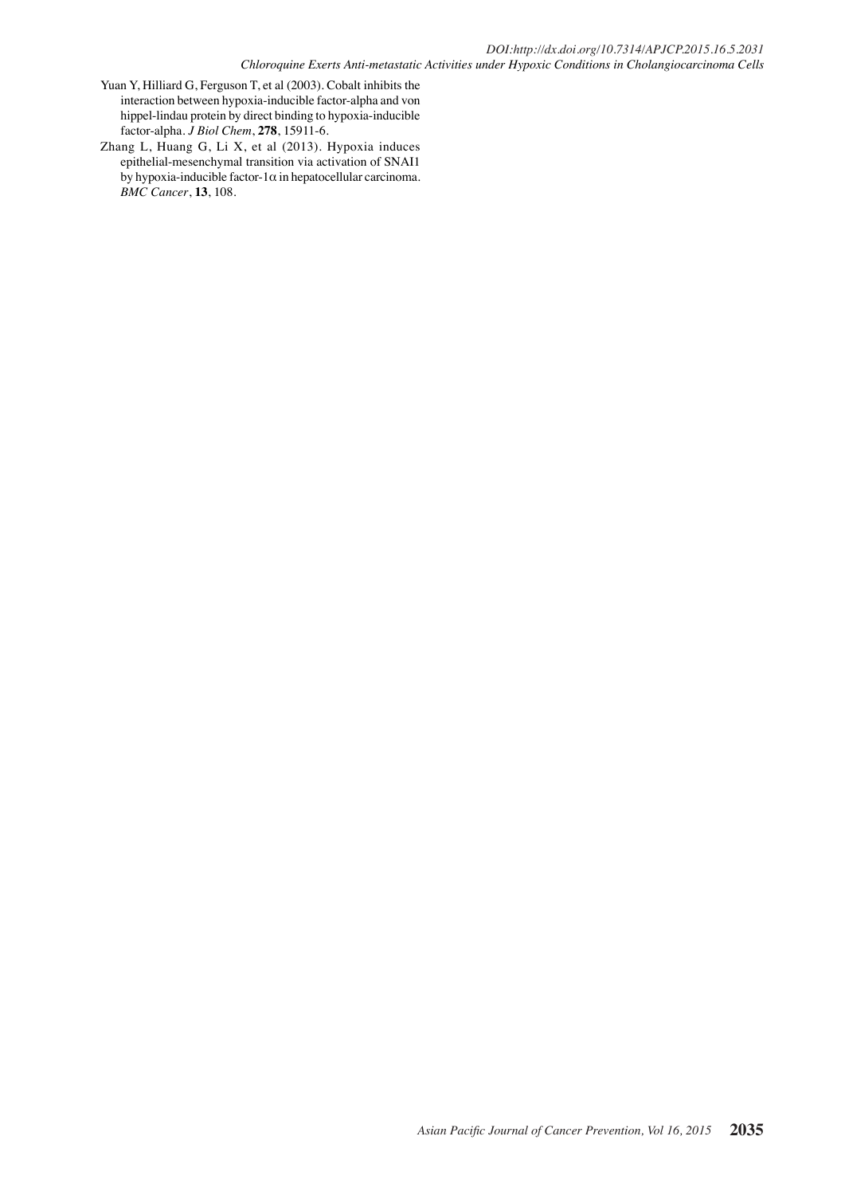Yuan Y, Hilliard G, Ferguson T, et al (2003). Cobalt inhibits the interaction between hypoxia-inducible factor-alpha and von hippel-lindau protein by direct binding to hypoxia-inducible factor-alpha. *J Biol Chem*, **278**, 15911-6.

Zhang L, Huang G, Li X, et al (2013). Hypoxia induces epithelial-mesenchymal transition via activation of SNAI1 by hypoxia-inducible factor-1$\alpha$ in hepatocellular carcinoma. *BMC Cancer*, **13**, 108.